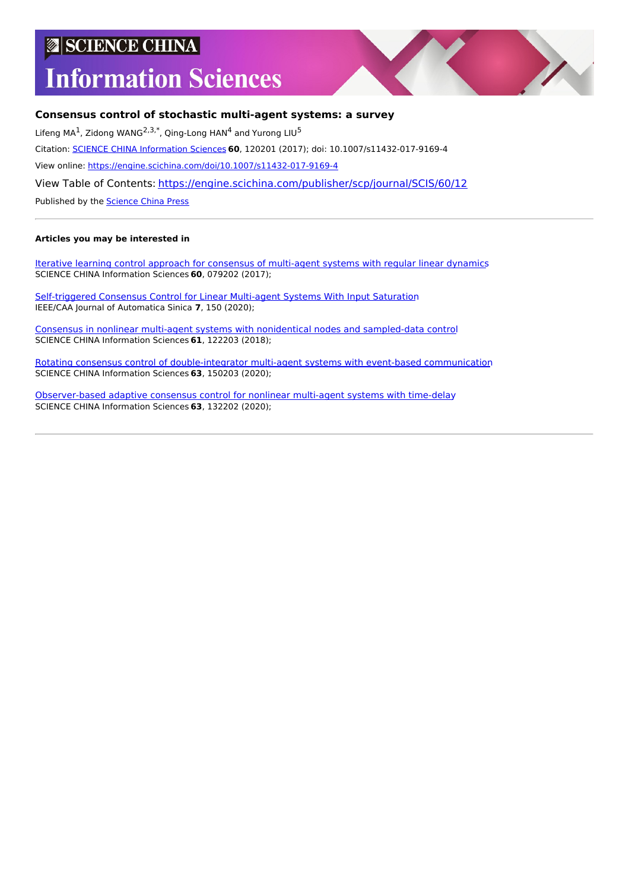# SCIENCE CHINA Information Sciences

**Consensus control of stochastic multi-agent systems: a survey**

Lifeng MA[1], Zidong WANG[2,3,*], Qing-Long HAN[4] and Yurong LIU[5]

Citation: SCIENCE CHINA Information Sciences **60**, 120201 (2017); doi: 10.1007/s11432-017-9169-4

View online: https://engine.scichina.com/doi/10.1007/s11432-017-9169-4

View Table of Contents: https://engine.scichina.com/publisher/scp/journal/SCIS/60/12

Published by the Science China Press

---

**Articles you may be interested in**

Iterative learning control approach for consensus of multi-agent systems with regular linear dynamics
SCIENCE CHINA Information Sciences **60**, 079202 (2017);

Self-triggered Consensus Control for Linear Multi-agent Systems With Input Saturation
IEEE/CAA Journal of Automatica Sinica **7**, 150 (2020);

Consensus in nonlinear multi-agent systems with nonidentical nodes and sampled-data control
SCIENCE CHINA Information Sciences **61**, 122203 (2018);

Rotating consensus control of double-integrator multi-agent systems with event-based communication
SCIENCE CHINA Information Sciences **63**, 150203 (2020);

Observer-based adaptive consensus control for nonlinear multi-agent systems with time-delay
SCIENCE CHINA Information Sciences **63**, 132202 (2020);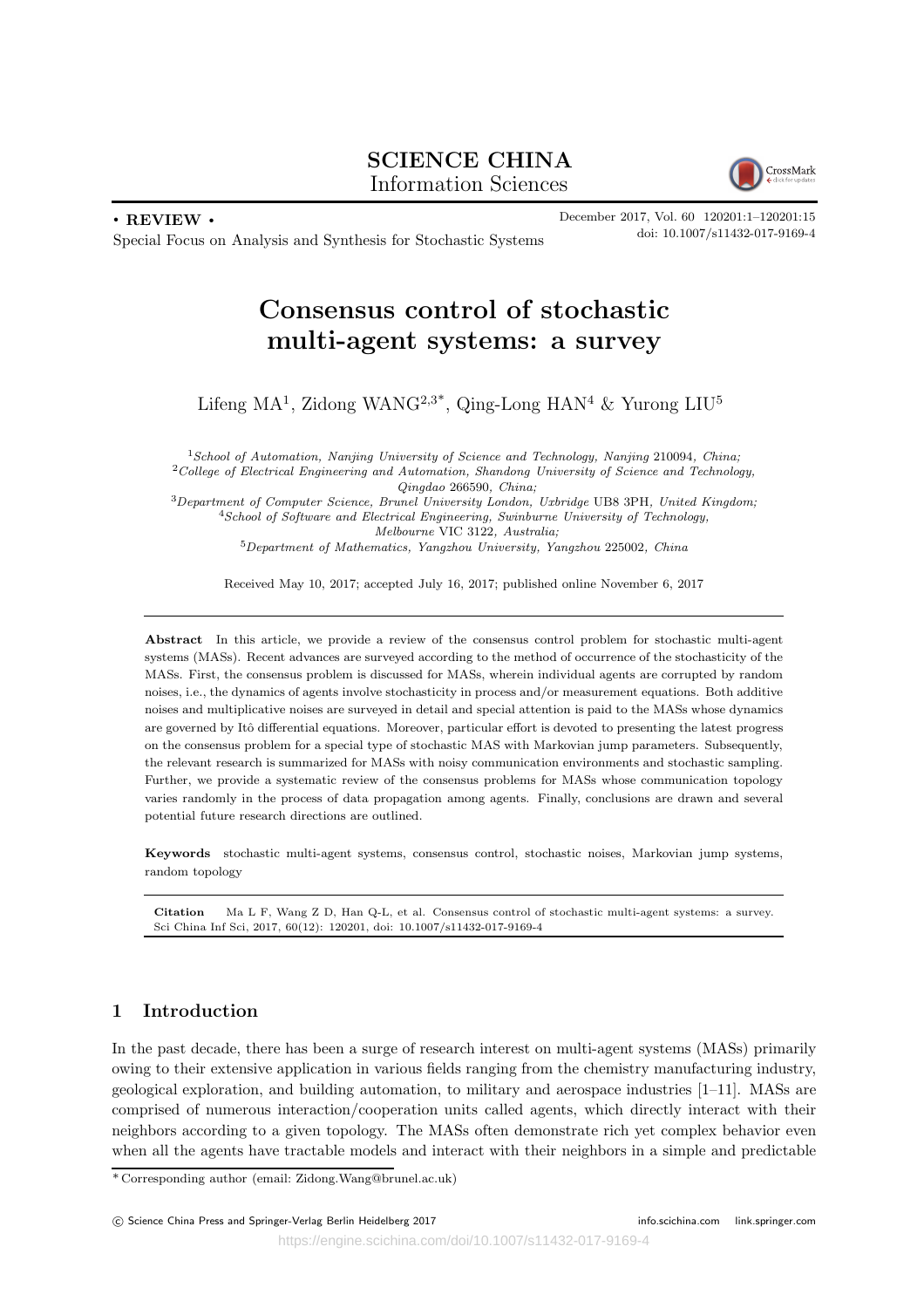# Consensus control of stochastic multi-agent systems: a survey

Lifeng MA[1], Zidong WANG[2,3*], Qing-Long HAN[4] & Yurong LIU[5]

[1]*School of Automation, Nanjing University of Science and Technology, Nanjing* 210094*, China;*
[2]*College of Electrical Engineering and Automation, Shandong University of Science and Technology, Qingdao* 266590*, China;*
[3]*Department of Computer Science, Brunel University London, Uxbridge* UB8 3PH*, United Kingdom;*
[4]*School of Software and Electrical Engineering, Swinburne University of Technology, Melbourne* VIC 3122*, Australia;*
[5]*Department of Mathematics, Yangzhou University, Yangzhou* 225002*, China*

Received May 10, 2017; accepted July 16, 2017; published online November 6, 2017

**Abstract** In this article, we provide a review of the consensus control problem for stochastic multi-agent systems (MASs). Recent advances are surveyed according to the method of occurrence of the stochasticity of the MASs. First, the consensus problem is discussed for MASs, wherein individual agents are corrupted by random noises, i.e., the dynamics of agents involve stochasticity in process and/or measurement equations. Both additive noises and multiplicative noises are surveyed in detail and special attention is paid to the MASs whose dynamics are governed by Itô differential equations. Moreover, particular effort is devoted to presenting the latest progress on the consensus problem for a special type of stochastic MAS with Markovian jump parameters. Subsequently, the relevant research is summarized for MASs with noisy communication environments and stochastic sampling. Further, we provide a systematic review of the consensus problems for MASs whose communication topology varies randomly in the process of data propagation among agents. Finally, conclusions are drawn and several potential future research directions are outlined.

**Keywords** stochastic multi-agent systems, consensus control, stochastic noises, Markovian jump systems, random topology

**Citation** Ma L F, Wang Z D, Han Q-L, et al. Consensus control of stochastic multi-agent systems: a survey. Sci China Inf Sci, 2017, 60(12): 120201, doi: 10.1007/s11432-017-9169-4

## 1 Introduction

In the past decade, there has been a surge of research interest on multi-agent systems (MASs) primarily owing to their extensive application in various fields ranging from the chemistry manufacturing industry, geological exploration, and building automation, to military and aerospace industries [1–11]. MASs are comprised of numerous interaction/cooperation units called agents, which directly interact with their neighbors according to a given topology. The MASs often demonstrate rich yet complex behavior even when all the agents have tractable models and interact with their neighbors in a simple and predictable

* Corresponding author (email: Zidong.Wang@brunel.ac.uk)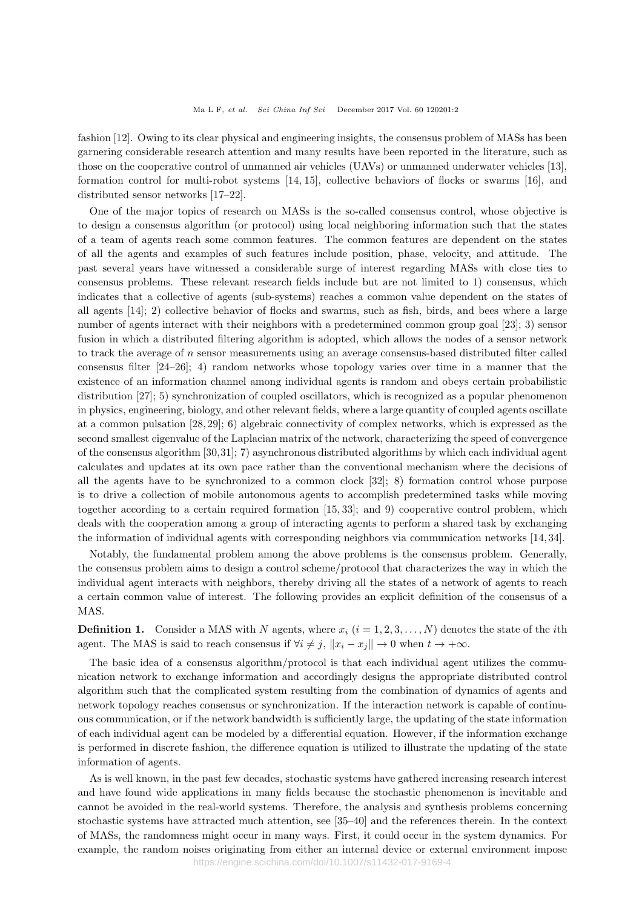fashion [12]. Owing to its clear physical and engineering insights, the consensus problem of MASs has been garnering considerable research attention and many results have been reported in the literature, such as those on the cooperative control of unmanned air vehicles (UAVs) or unmanned underwater vehicles [13], formation control for multi-robot systems [14, 15], collective behaviors of flocks or swarms [16], and distributed sensor networks [17–22].

One of the major topics of research on MASs is the so-called consensus control, whose objective is to design a consensus algorithm (or protocol) using local neighboring information such that the states of a team of agents reach some common features. The common features are dependent on the states of all the agents and examples of such features include position, phase, velocity, and attitude. The past several years have witnessed a considerable surge of interest regarding MASs with close ties to consensus problems. These relevant research fields include but are not limited to 1) consensus, which indicates that a collective of agents (sub-systems) reaches a common value dependent on the states of all agents [14]; 2) collective behavior of flocks and swarms, such as fish, birds, and bees where a large number of agents interact with their neighbors with a predetermined common group goal [23]; 3) sensor fusion in which a distributed filtering algorithm is adopted, which allows the nodes of a sensor network to track the average of $n$ sensor measurements using an average consensus-based distributed filter called consensus filter [24–26]; 4) random networks whose topology varies over time in a manner that the existence of an information channel among individual agents is random and obeys certain probabilistic distribution [27]; 5) synchronization of coupled oscillators, which is recognized as a popular phenomenon in physics, engineering, biology, and other relevant fields, where a large quantity of coupled agents oscillate at a common pulsation [28, 29]; 6) algebraic connectivity of complex networks, which is expressed as the second smallest eigenvalue of the Laplacian matrix of the network, characterizing the speed of convergence of the consensus algorithm [30,31]; 7) asynchronous distributed algorithms by which each individual agent calculates and updates at its own pace rather than the conventional mechanism where the decisions of all the agents have to be synchronized to a common clock [32]; 8) formation control whose purpose is to drive a collection of mobile autonomous agents to accomplish predetermined tasks while moving together according to a certain required formation [15, 33]; and 9) cooperative control problem, which deals with the cooperation among a group of interacting agents to perform a shared task by exchanging the information of individual agents with corresponding neighbors via communication networks [14, 34].

Notably, the fundamental problem among the above problems is the consensus problem. Generally, the consensus problem aims to design a control scheme/protocol that characterizes the way in which the individual agent interacts with neighbors, thereby driving all the states of a network of agents to reach a certain common value of interest. The following provides an explicit definition of the consensus of a MAS.

**Definition 1.** Consider a MAS with $N$ agents, where $x_i$ $(i = 1, 2, 3, \ldots, N)$ denotes the state of the $i$th agent. The MAS is said to reach consensus if $\forall i \neq j$, $\|x_i - x_j\| \to 0$ when $t \to +\infty$.

The basic idea of a consensus algorithm/protocol is that each individual agent utilizes the communication network to exchange information and accordingly designs the appropriate distributed control algorithm such that the complicated system resulting from the combination of dynamics of agents and network topology reaches consensus or synchronization. If the interaction network is capable of continuous communication, or if the network bandwidth is sufficiently large, the updating of the state information of each individual agent can be modeled by a differential equation. However, if the information exchange is performed in discrete fashion, the difference equation is utilized to illustrate the updating of the state information of agents.

As is well known, in the past few decades, stochastic systems have gathered increasing research interest and have found wide applications in many fields because the stochastic phenomenon is inevitable and cannot be avoided in the real-world systems. Therefore, the analysis and synthesis problems concerning stochastic systems have attracted much attention, see [35–40] and the references therein. In the context of MASs, the randomness might occur in many ways. First, it could occur in the system dynamics. For example, the random noises originating from either an internal device or external environment impose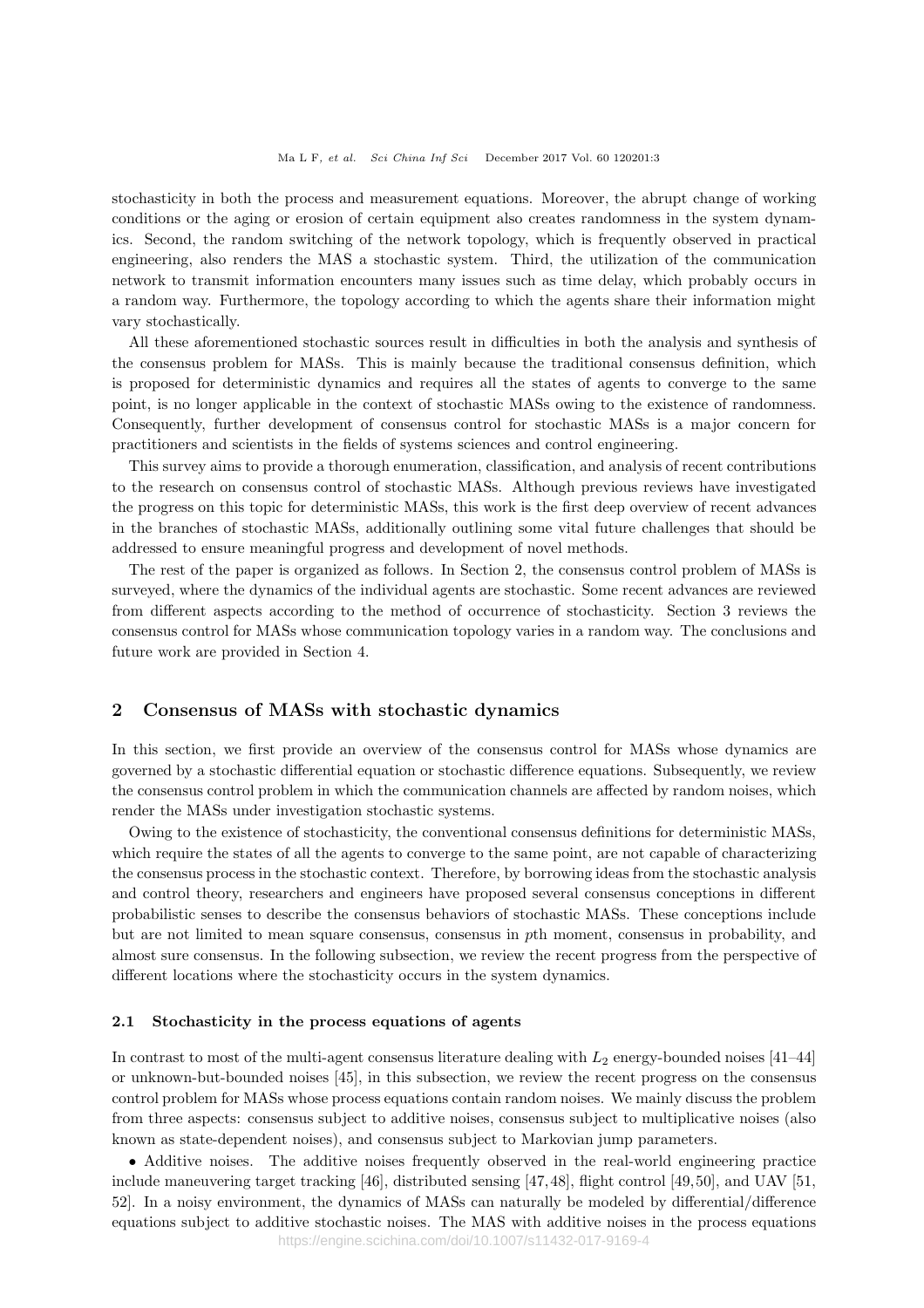stochasticity in both the process and measurement equations. Moreover, the abrupt change of working conditions or the aging or erosion of certain equipment also creates randomness in the system dynamics. Second, the random switching of the network topology, which is frequently observed in practical engineering, also renders the MAS a stochastic system. Third, the utilization of the communication network to transmit information encounters many issues such as time delay, which probably occurs in a random way. Furthermore, the topology according to which the agents share their information might vary stochastically.

All these aforementioned stochastic sources result in difficulties in both the analysis and synthesis of the consensus problem for MASs. This is mainly because the traditional consensus definition, which is proposed for deterministic dynamics and requires all the states of agents to converge to the same point, is no longer applicable in the context of stochastic MASs owing to the existence of randomness. Consequently, further development of consensus control for stochastic MASs is a major concern for practitioners and scientists in the fields of systems sciences and control engineering.

This survey aims to provide a thorough enumeration, classification, and analysis of recent contributions to the research on consensus control of stochastic MASs. Although previous reviews have investigated the progress on this topic for deterministic MASs, this work is the first deep overview of recent advances in the branches of stochastic MASs, additionally outlining some vital future challenges that should be addressed to ensure meaningful progress and development of novel methods.

The rest of the paper is organized as follows. In Section 2, the consensus control problem of MASs is surveyed, where the dynamics of the individual agents are stochastic. Some recent advances are reviewed from different aspects according to the method of occurrence of stochasticity. Section 3 reviews the consensus control for MASs whose communication topology varies in a random way. The conclusions and future work are provided in Section 4.

## 2 Consensus of MASs with stochastic dynamics

In this section, we first provide an overview of the consensus control for MASs whose dynamics are governed by a stochastic differential equation or stochastic difference equations. Subsequently, we review the consensus control problem in which the communication channels are affected by random noises, which render the MASs under investigation stochastic systems.

Owing to the existence of stochasticity, the conventional consensus definitions for deterministic MASs, which require the states of all the agents to converge to the same point, are not capable of characterizing the consensus process in the stochastic context. Therefore, by borrowing ideas from the stochastic analysis and control theory, researchers and engineers have proposed several consensus conceptions in different probabilistic senses to describe the consensus behaviors of stochastic MASs. These conceptions include but are not limited to mean square consensus, consensus in $p$th moment, consensus in probability, and almost sure consensus. In the following subsection, we review the recent progress from the perspective of different locations where the stochasticity occurs in the system dynamics.

### 2.1 Stochasticity in the process equations of agents

In contrast to most of the multi-agent consensus literature dealing with $L_2$ energy-bounded noises [41–44] or unknown-but-bounded noises [45], in this subsection, we review the recent progress on the consensus control problem for MASs whose process equations contain random noises. We mainly discuss the problem from three aspects: consensus subject to additive noises, consensus subject to multiplicative noises (also known as state-dependent noises), and consensus subject to Markovian jump parameters.

- Additive noises. The additive noises frequently observed in the real-world engineering practice include maneuvering target tracking [46], distributed sensing [47,48], flight control [49,50], and UAV [51,52]. In a noisy environment, the dynamics of MASs can naturally be modeled by differential/difference equations subject to additive stochastic noises. The MAS with additive noises in the process equations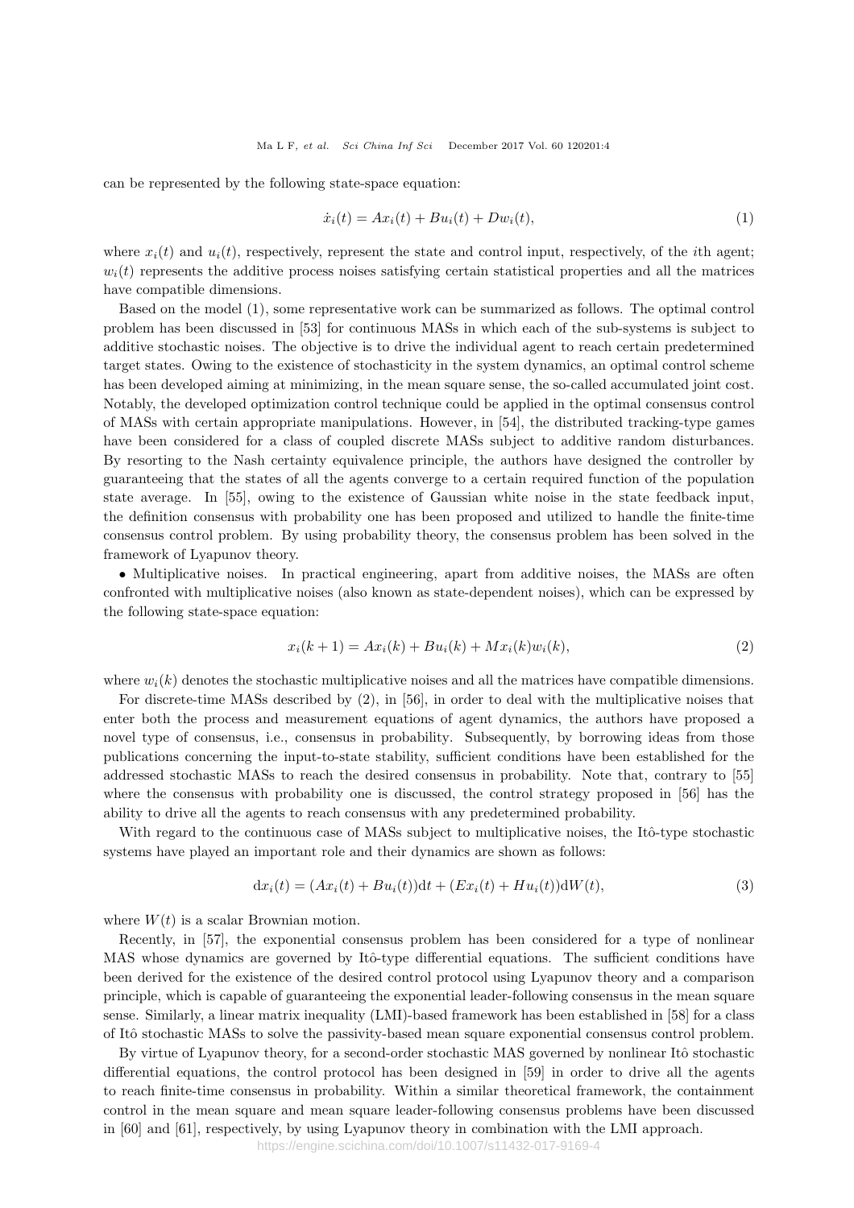can be represented by the following state-space equation:

$$\dot{x}_i(t) = Ax_i(t) + Bu_i(t) + Dw_i(t), \tag{1}$$

where $x_i(t)$ and $u_i(t)$, respectively, represent the state and control input, respectively, of the $i$th agent; $w_i(t)$ represents the additive process noises satisfying certain statistical properties and all the matrices have compatible dimensions.

Based on the model (1), some representative work can be summarized as follows. The optimal control problem has been discussed in [53] for continuous MASs in which each of the sub-systems is subject to additive stochastic noises. The objective is to drive the individual agent to reach certain predetermined target states. Owing to the existence of stochasticity in the system dynamics, an optimal control scheme has been developed aiming at minimizing, in the mean square sense, the so-called accumulated joint cost. Notably, the developed optimization control technique could be applied in the optimal consensus control of MASs with certain appropriate manipulations. However, in [54], the distributed tracking-type games have been considered for a class of coupled discrete MASs subject to additive random disturbances. By resorting to the Nash certainty equivalence principle, the authors have designed the controller by guaranteeing that the states of all the agents converge to a certain required function of the population state average. In [55], owing to the existence of Gaussian white noise in the state feedback input, the definition consensus with probability one has been proposed and utilized to handle the finite-time consensus control problem. By using probability theory, the consensus problem has been solved in the framework of Lyapunov theory.

• Multiplicative noises. In practical engineering, apart from additive noises, the MASs are often confronted with multiplicative noises (also known as state-dependent noises), which can be expressed by the following state-space equation:

$$x_i(k+1) = Ax_i(k) + Bu_i(k) + Mx_i(k)w_i(k), \tag{2}$$

where $w_i(k)$ denotes the stochastic multiplicative noises and all the matrices have compatible dimensions.

For discrete-time MASs described by (2), in [56], in order to deal with the multiplicative noises that enter both the process and measurement equations of agent dynamics, the authors have proposed a novel type of consensus, i.e., consensus in probability. Subsequently, by borrowing ideas from those publications concerning the input-to-state stability, sufficient conditions have been established for the addressed stochastic MASs to reach the desired consensus in probability. Note that, contrary to [55] where the consensus with probability one is discussed, the control strategy proposed in [56] has the ability to drive all the agents to reach consensus with any predetermined probability.

With regard to the continuous case of MASs subject to multiplicative noises, the Itô-type stochastic systems have played an important role and their dynamics are shown as follows:

$$\mathrm{d}x_i(t) = (Ax_i(t) + Bu_i(t))\mathrm{d}t + (Ex_i(t) + Hu_i(t))\mathrm{d}W(t), \tag{3}$$

where $W(t)$ is a scalar Brownian motion.

Recently, in [57], the exponential consensus problem has been considered for a type of nonlinear MAS whose dynamics are governed by Itô-type differential equations. The sufficient conditions have been derived for the existence of the desired control protocol using Lyapunov theory and a comparison principle, which is capable of guaranteeing the exponential leader-following consensus in the mean square sense. Similarly, a linear matrix inequality (LMI)-based framework has been established in [58] for a class of Itô stochastic MASs to solve the passivity-based mean square exponential consensus control problem.

By virtue of Lyapunov theory, for a second-order stochastic MAS governed by nonlinear Itô stochastic differential equations, the control protocol has been designed in [59] in order to drive all the agents to reach finite-time consensus in probability. Within a similar theoretical framework, the containment control in the mean square and mean square leader-following consensus problems have been discussed in [60] and [61], respectively, by using Lyapunov theory in combination with the LMI approach.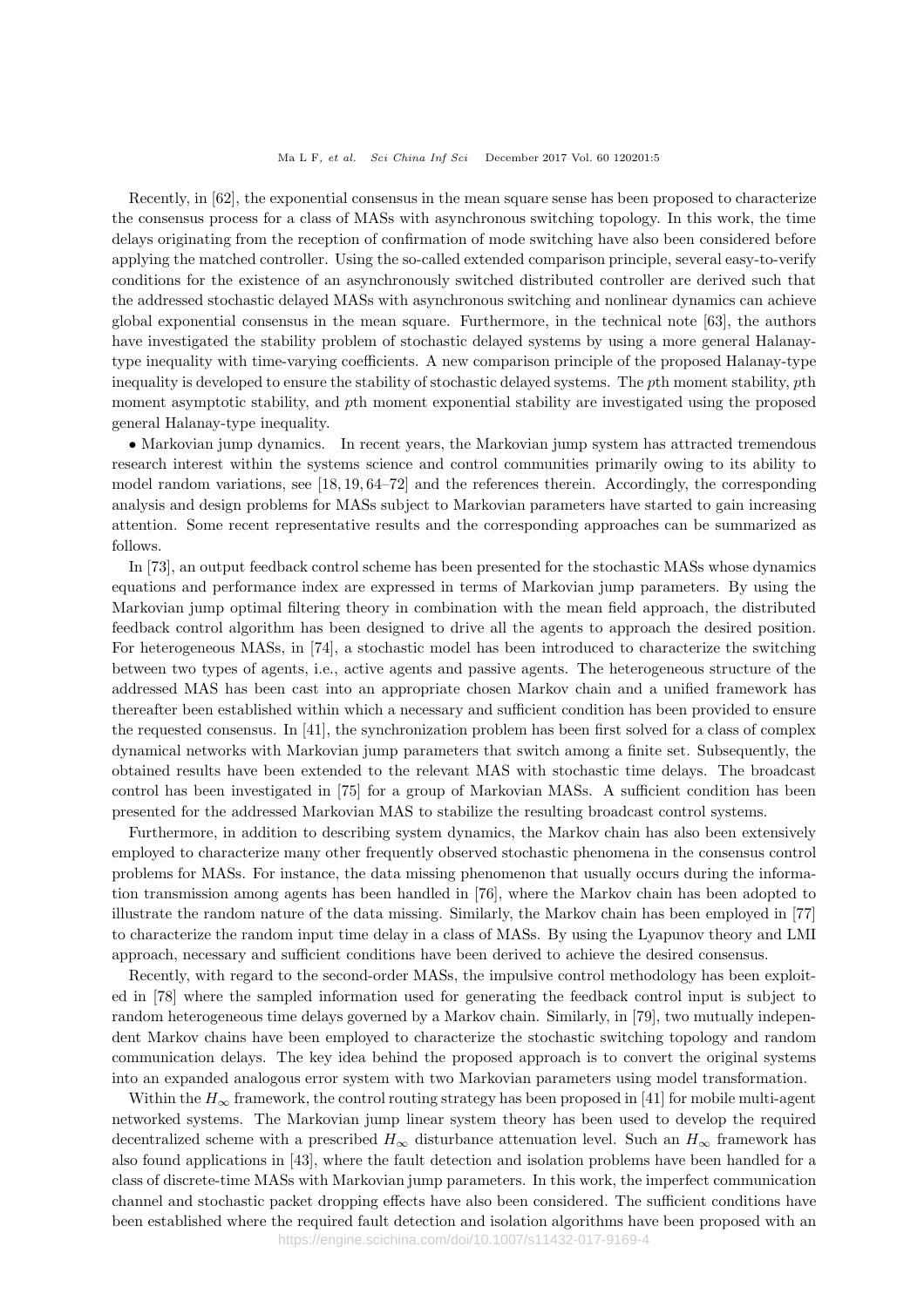Recently, in [62], the exponential consensus in the mean square sense has been proposed to characterize the consensus process for a class of MASs with asynchronous switching topology. In this work, the time delays originating from the reception of confirmation of mode switching have also been considered before applying the matched controller. Using the so-called extended comparison principle, several easy-to-verify conditions for the existence of an asynchronously switched distributed controller are derived such that the addressed stochastic delayed MASs with asynchronous switching and nonlinear dynamics can achieve global exponential consensus in the mean square. Furthermore, in the technical note [63], the authors have investigated the stability problem of stochastic delayed systems by using a more general Halanay-type inequality with time-varying coefficients. A new comparison principle of the proposed Halanay-type inequality is developed to ensure the stability of stochastic delayed systems. The $p$th moment stability, $p$th moment asymptotic stability, and $p$th moment exponential stability are investigated using the proposed general Halanay-type inequality.

• Markovian jump dynamics. In recent years, the Markovian jump system has attracted tremendous research interest within the systems science and control communities primarily owing to its ability to model random variations, see [18, 19, 64–72] and the references therein. Accordingly, the corresponding analysis and design problems for MASs subject to Markovian parameters have started to gain increasing attention. Some recent representative results and the corresponding approaches can be summarized as follows.

In [73], an output feedback control scheme has been presented for the stochastic MASs whose dynamics equations and performance index are expressed in terms of Markovian jump parameters. By using the Markovian jump optimal filtering theory in combination with the mean field approach, the distributed feedback control algorithm has been designed to drive all the agents to approach the desired position. For heterogeneous MASs, in [74], a stochastic model has been introduced to characterize the switching between two types of agents, i.e., active agents and passive agents. The heterogeneous structure of the addressed MAS has been cast into an appropriate chosen Markov chain and a unified framework has thereafter been established within which a necessary and sufficient condition has been provided to ensure the requested consensus. In [41], the synchronization problem has been first solved for a class of complex dynamical networks with Markovian jump parameters that switch among a finite set. Subsequently, the obtained results have been extended to the relevant MAS with stochastic time delays. The broadcast control has been investigated in [75] for a group of Markovian MASs. A sufficient condition has been presented for the addressed Markovian MAS to stabilize the resulting broadcast control systems.

Furthermore, in addition to describing system dynamics, the Markov chain has also been extensively employed to characterize many other frequently observed stochastic phenomena in the consensus control problems for MASs. For instance, the data missing phenomenon that usually occurs during the information transmission among agents has been handled in [76], where the Markov chain has been adopted to illustrate the random nature of the data missing. Similarly, the Markov chain has been employed in [77] to characterize the random input time delay in a class of MASs. By using the Lyapunov theory and LMI approach, necessary and sufficient conditions have been derived to achieve the desired consensus.

Recently, with regard to the second-order MASs, the impulsive control methodology has been exploited in [78] where the sampled information used for generating the feedback control input is subject to random heterogeneous time delays governed by a Markov chain. Similarly, in [79], two mutually independent Markov chains have been employed to characterize the stochastic switching topology and random communication delays. The key idea behind the proposed approach is to convert the original systems into an expanded analogous error system with two Markovian parameters using model transformation.

Within the $H_\infty$ framework, the control routing strategy has been proposed in [41] for mobile multi-agent networked systems. The Markovian jump linear system theory has been used to develop the required decentralized scheme with a prescribed $H_\infty$ disturbance attenuation level. Such an $H_\infty$ framework has also found applications in [43], where the fault detection and isolation problems have been handled for a class of discrete-time MASs with Markovian jump parameters. In this work, the imperfect communication channel and stochastic packet dropping effects have also been considered. The sufficient conditions have been established where the required fault detection and isolation algorithms have been proposed with an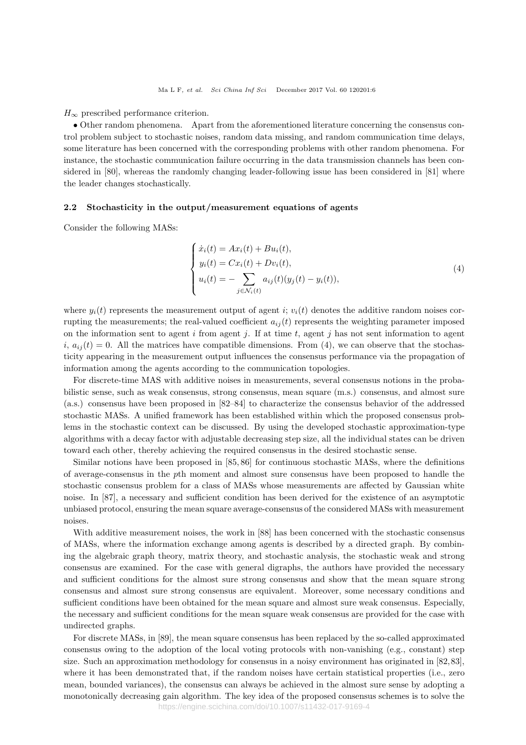$H_\infty$ prescribed performance criterion.

- Other random phenomena. Apart from the aforementioned literature concerning the consensus control problem subject to stochastic noises, random data missing, and random communication time delays, some literature has been concerned with the corresponding problems with other random phenomena. For instance, the stochastic communication failure occurring in the data transmission channels has been considered in [80], whereas the randomly changing leader-following issue has been considered in [81] where the leader changes stochastically.

### 2.2 Stochasticity in the output/measurement equations of agents

Consider the following MASs:

$$
\begin{cases}
\dot{x}_i(t) = Ax_i(t) + Bu_i(t), \\
y_i(t) = Cx_i(t) + Dv_i(t), \\
u_i(t) = -\displaystyle\sum_{j \in \mathcal{N}_i(t)} a_{ij}(t)(y_j(t) - y_i(t)),
\end{cases}
\tag{4}
$$

where $y_i(t)$ represents the measurement output of agent $i$; $v_i(t)$ denotes the additive random noises corrupting the measurements; the real-valued coefficient $a_{ij}(t)$ represents the weighting parameter imposed on the information sent to agent $i$ from agent $j$. If at time $t$, agent $j$ has not sent information to agent $i$, $a_{ij}(t) = 0$. All the matrices have compatible dimensions. From (4), we can observe that the stochasticity appearing in the measurement output influences the consensus performance via the propagation of information among the agents according to the communication topologies.

For discrete-time MAS with additive noises in measurements, several consensus notions in the probabilistic sense, such as weak consensus, strong consensus, mean square (m.s.) consensus, and almost sure (a.s.) consensus have been proposed in [82–84] to characterize the consensus behavior of the addressed stochastic MASs. A unified framework has been established within which the proposed consensus problems in the stochastic context can be discussed. By using the developed stochastic approximation-type algorithms with a decay factor with adjustable decreasing step size, all the individual states can be driven toward each other, thereby achieving the required consensus in the desired stochastic sense.

Similar notions have been proposed in [85, 86] for continuous stochastic MASs, where the definitions of average-consensus in the $p$th moment and almost sure consensus have been proposed to handle the stochastic consensus problem for a class of MASs whose measurements are affected by Gaussian white noise. In [87], a necessary and sufficient condition has been derived for the existence of an asymptotic unbiased protocol, ensuring the mean square average-consensus of the considered MASs with measurement noises.

With additive measurement noises, the work in [88] has been concerned with the stochastic consensus of MASs, where the information exchange among agents is described by a directed graph. By combining the algebraic graph theory, matrix theory, and stochastic analysis, the stochastic weak and strong consensus are examined. For the case with general digraphs, the authors have provided the necessary and sufficient conditions for the almost sure strong consensus and show that the mean square strong consensus and almost sure strong consensus are equivalent. Moreover, some necessary conditions and sufficient conditions have been obtained for the mean square and almost sure weak consensus. Especially, the necessary and sufficient conditions for the mean square weak consensus are provided for the case with undirected graphs.

For discrete MASs, in [89], the mean square consensus has been replaced by the so-called approximated consensus owing to the adoption of the local voting protocols with non-vanishing (e.g., constant) step size. Such an approximation methodology for consensus in a noisy environment has originated in [82, 83], where it has been demonstrated that, if the random noises have certain statistical properties (i.e., zero mean, bounded variances), the consensus can always be achieved in the almost sure sense by adopting a monotonically decreasing gain algorithm. The key idea of the proposed consensus schemes is to solve the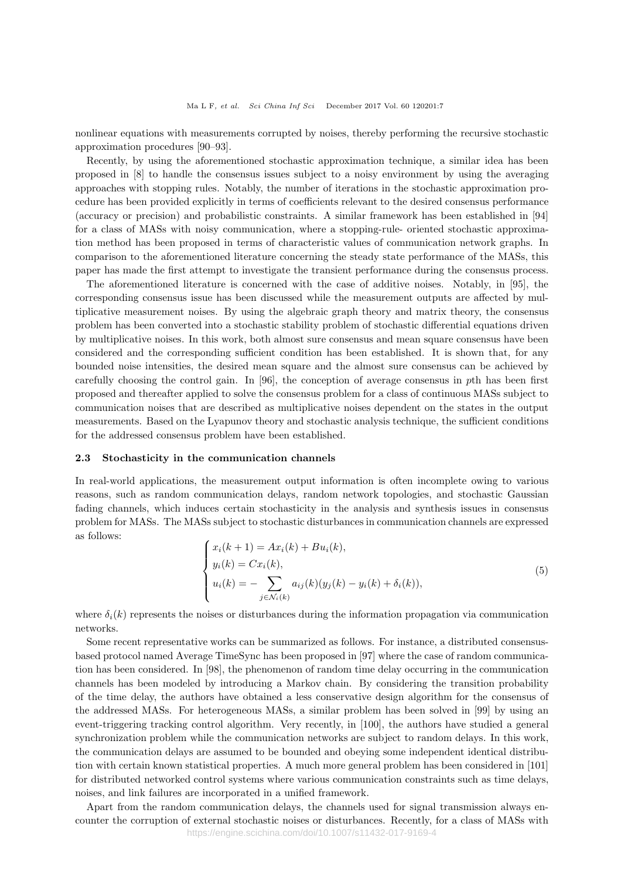nonlinear equations with measurements corrupted by noises, thereby performing the recursive stochastic approximation procedures [90–93].

Recently, by using the aforementioned stochastic approximation technique, a similar idea has been proposed in [8] to handle the consensus issues subject to a noisy environment by using the averaging approaches with stopping rules. Notably, the number of iterations in the stochastic approximation procedure has been provided explicitly in terms of coefficients relevant to the desired consensus performance (accuracy or precision) and probabilistic constraints. A similar framework has been established in [94] for a class of MASs with noisy communication, where a stopping-rule- oriented stochastic approximation method has been proposed in terms of characteristic values of communication network graphs. In comparison to the aforementioned literature concerning the steady state performance of the MASs, this paper has made the first attempt to investigate the transient performance during the consensus process.

The aforementioned literature is concerned with the case of additive noises. Notably, in [95], the corresponding consensus issue has been discussed while the measurement outputs are affected by multiplicative measurement noises. By using the algebraic graph theory and matrix theory, the consensus problem has been converted into a stochastic stability problem of stochastic differential equations driven by multiplicative noises. In this work, both almost sure consensus and mean square consensus have been considered and the corresponding sufficient condition has been established. It is shown that, for any bounded noise intensities, the desired mean square and the almost sure consensus can be achieved by carefully choosing the control gain. In [96], the conception of average consensus in $p$th has been first proposed and thereafter applied to solve the consensus problem for a class of continuous MASs subject to communication noises that are described as multiplicative noises dependent on the states in the output measurements. Based on the Lyapunov theory and stochastic analysis technique, the sufficient conditions for the addressed consensus problem have been established.

### 2.3 Stochasticity in the communication channels

In real-world applications, the measurement output information is often incomplete owing to various reasons, such as random communication delays, random network topologies, and stochastic Gaussian fading channels, which induces certain stochasticity in the analysis and synthesis issues in consensus problem for MASs. The MASs subject to stochastic disturbances in communication channels are expressed as follows:

$$\begin{cases} x_i(k+1) = Ax_i(k) + Bu_i(k), \\ y_i(k) = Cx_i(k), \\ u_i(k) = -\displaystyle\sum_{j \in \mathcal{N}_i(k)} a_{ij}(k)(y_j(k) - y_i(k) + \delta_i(k)), \end{cases} \tag{5}$$

where $\delta_i(k)$ represents the noises or disturbances during the information propagation via communication networks.

Some recent representative works can be summarized as follows. For instance, a distributed consensus-based protocol named Average TimeSync has been proposed in [97] where the case of random communication has been considered. In [98], the phenomenon of random time delay occurring in the communication channels has been modeled by introducing a Markov chain. By considering the transition probability of the time delay, the authors have obtained a less conservative design algorithm for the consensus of the addressed MASs. For heterogeneous MASs, a similar problem has been solved in [99] by using an event-triggering tracking control algorithm. Very recently, in [100], the authors have studied a general synchronization problem while the communication networks are subject to random delays. In this work, the communication delays are assumed to be bounded and obeying some independent identical distribution with certain known statistical properties. A much more general problem has been considered in [101] for distributed networked control systems where various communication constraints such as time delays, noises, and link failures are incorporated in a unified framework.

Apart from the random communication delays, the channels used for signal transmission always encounter the corruption of external stochastic noises or disturbances. Recently, for a class of MASs with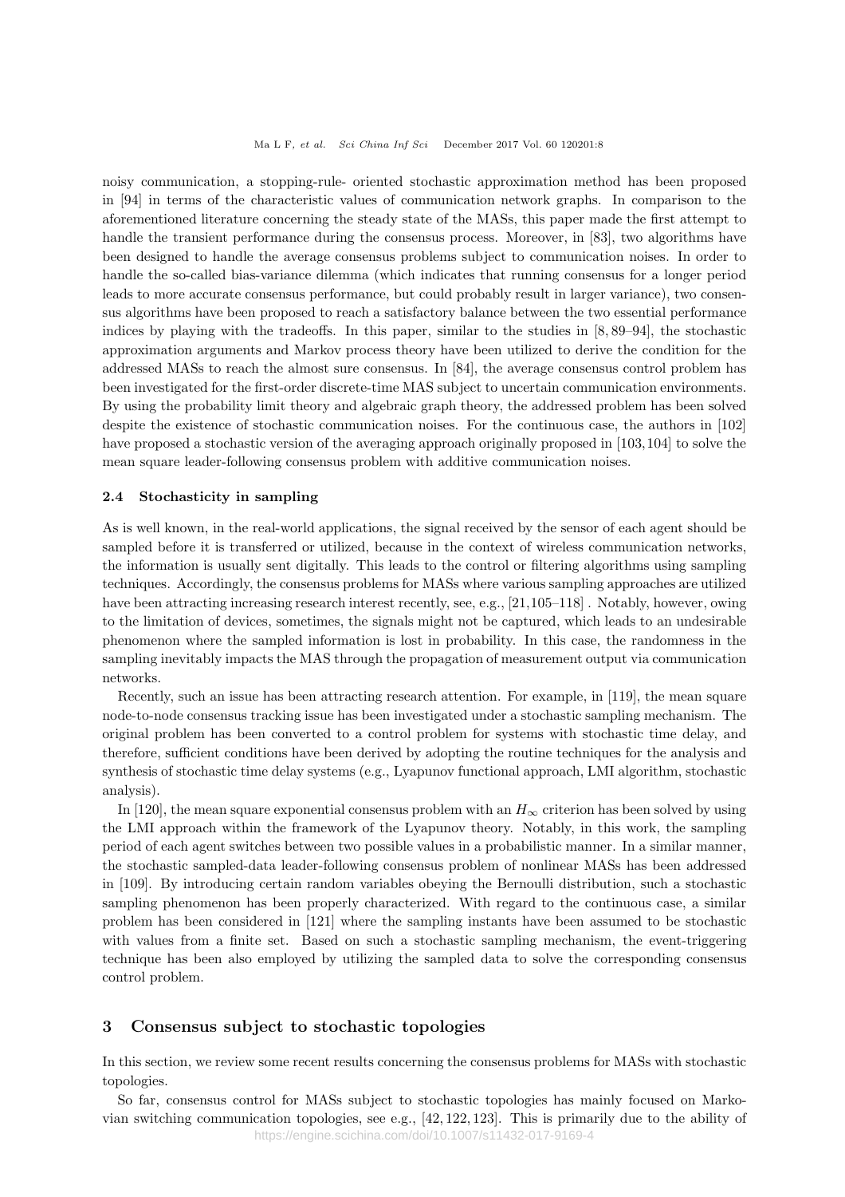noisy communication, a stopping-rule- oriented stochastic approximation method has been proposed in [94] in terms of the characteristic values of communication network graphs. In comparison to the aforementioned literature concerning the steady state of the MASs, this paper made the first attempt to handle the transient performance during the consensus process. Moreover, in [83], two algorithms have been designed to handle the average consensus problems subject to communication noises. In order to handle the so-called bias-variance dilemma (which indicates that running consensus for a longer period leads to more accurate consensus performance, but could probably result in larger variance), two consensus algorithms have been proposed to reach a satisfactory balance between the two essential performance indices by playing with the tradeoffs. In this paper, similar to the studies in [8, 89–94], the stochastic approximation arguments and Markov process theory have been utilized to derive the condition for the addressed MASs to reach the almost sure consensus. In [84], the average consensus control problem has been investigated for the first-order discrete-time MAS subject to uncertain communication environments. By using the probability limit theory and algebraic graph theory, the addressed problem has been solved despite the existence of stochastic communication noises. For the continuous case, the authors in [102] have proposed a stochastic version of the averaging approach originally proposed in [103, 104] to solve the mean square leader-following consensus problem with additive communication noises.

### 2.4 Stochasticity in sampling

As is well known, in the real-world applications, the signal received by the sensor of each agent should be sampled before it is transferred or utilized, because in the context of wireless communication networks, the information is usually sent digitally. This leads to the control or filtering algorithms using sampling techniques. Accordingly, the consensus problems for MASs where various sampling approaches are utilized have been attracting increasing research interest recently, see, e.g., [21, 105–118] . Notably, however, owing to the limitation of devices, sometimes, the signals might not be captured, which leads to an undesirable phenomenon where the sampled information is lost in probability. In this case, the randomness in the sampling inevitably impacts the MAS through the propagation of measurement output via communication networks.

Recently, such an issue has been attracting research attention. For example, in [119], the mean square node-to-node consensus tracking issue has been investigated under a stochastic sampling mechanism. The original problem has been converted to a control problem for systems with stochastic time delay, and therefore, sufficient conditions have been derived by adopting the routine techniques for the analysis and synthesis of stochastic time delay systems (e.g., Lyapunov functional approach, LMI algorithm, stochastic analysis).

In [120], the mean square exponential consensus problem with an $H_\infty$ criterion has been solved by using the LMI approach within the framework of the Lyapunov theory. Notably, in this work, the sampling period of each agent switches between two possible values in a probabilistic manner. In a similar manner, the stochastic sampled-data leader-following consensus problem of nonlinear MASs has been addressed in [109]. By introducing certain random variables obeying the Bernoulli distribution, such a stochastic sampling phenomenon has been properly characterized. With regard to the continuous case, a similar problem has been considered in [121] where the sampling instants have been assumed to be stochastic with values from a finite set. Based on such a stochastic sampling mechanism, the event-triggering technique has been also employed by utilizing the sampled data to solve the corresponding consensus control problem.

## 3 Consensus subject to stochastic topologies

In this section, we review some recent results concerning the consensus problems for MASs with stochastic topologies.

So far, consensus control for MASs subject to stochastic topologies has mainly focused on Markovian switching communication topologies, see e.g., [42, 122, 123]. This is primarily due to the ability of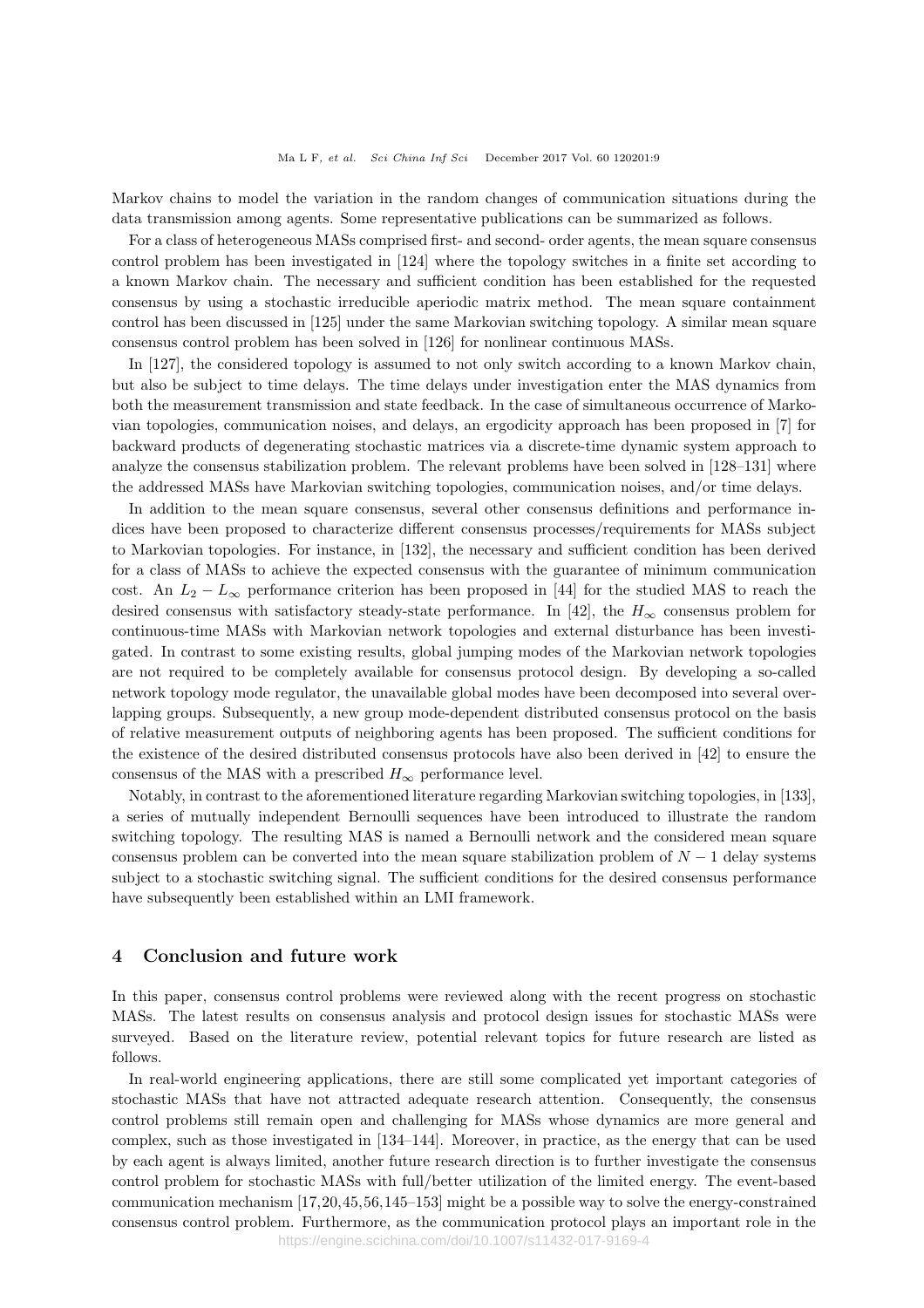Markov chains to model the variation in the random changes of communication situations during the data transmission among agents. Some representative publications can be summarized as follows.

For a class of heterogeneous MASs comprised first- and second- order agents, the mean square consensus control problem has been investigated in [124] where the topology switches in a finite set according to a known Markov chain. The necessary and sufficient condition has been established for the requested consensus by using a stochastic irreducible aperiodic matrix method. The mean square containment control has been discussed in [125] under the same Markovian switching topology. A similar mean square consensus control problem has been solved in [126] for nonlinear continuous MASs.

In [127], the considered topology is assumed to not only switch according to a known Markov chain, but also be subject to time delays. The time delays under investigation enter the MAS dynamics from both the measurement transmission and state feedback. In the case of simultaneous occurrence of Markovian topologies, communication noises, and delays, an ergodicity approach has been proposed in [7] for backward products of degenerating stochastic matrices via a discrete-time dynamic system approach to analyze the consensus stabilization problem. The relevant problems have been solved in [128–131] where the addressed MASs have Markovian switching topologies, communication noises, and/or time delays.

In addition to the mean square consensus, several other consensus definitions and performance indices have been proposed to characterize different consensus processes/requirements for MASs subject to Markovian topologies. For instance, in [132], the necessary and sufficient condition has been derived for a class of MASs to achieve the expected consensus with the guarantee of minimum communication cost. An $L_2 - L_\infty$ performance criterion has been proposed in [44] for the studied MAS to reach the desired consensus with satisfactory steady-state performance. In [42], the $H_\infty$ consensus problem for continuous-time MASs with Markovian network topologies and external disturbance has been investigated. In contrast to some existing results, global jumping modes of the Markovian network topologies are not required to be completely available for consensus protocol design. By developing a so-called network topology mode regulator, the unavailable global modes have been decomposed into several overlapping groups. Subsequently, a new group mode-dependent distributed consensus protocol on the basis of relative measurement outputs of neighboring agents has been proposed. The sufficient conditions for the existence of the desired distributed consensus protocols have also been derived in [42] to ensure the consensus of the MAS with a prescribed $H_\infty$ performance level.

Notably, in contrast to the aforementioned literature regarding Markovian switching topologies, in [133], a series of mutually independent Bernoulli sequences have been introduced to illustrate the random switching topology. The resulting MAS is named a Bernoulli network and the considered mean square consensus problem can be converted into the mean square stabilization problem of $N-1$ delay systems subject to a stochastic switching signal. The sufficient conditions for the desired consensus performance have subsequently been established within an LMI framework.

## 4 Conclusion and future work

In this paper, consensus control problems were reviewed along with the recent progress on stochastic MASs. The latest results on consensus analysis and protocol design issues for stochastic MASs were surveyed. Based on the literature review, potential relevant topics for future research are listed as follows.

In real-world engineering applications, there are still some complicated yet important categories of stochastic MASs that have not attracted adequate research attention. Consequently, the consensus control problems still remain open and challenging for MASs whose dynamics are more general and complex, such as those investigated in [134–144]. Moreover, in practice, as the energy that can be used by each agent is always limited, another future research direction is to further investigate the consensus control problem for stochastic MASs with full/better utilization of the limited energy. The event-based communication mechanism [17,20,45,56,145–153] might be a possible way to solve the energy-constrained consensus control problem. Furthermore, as the communication protocol plays an important role in the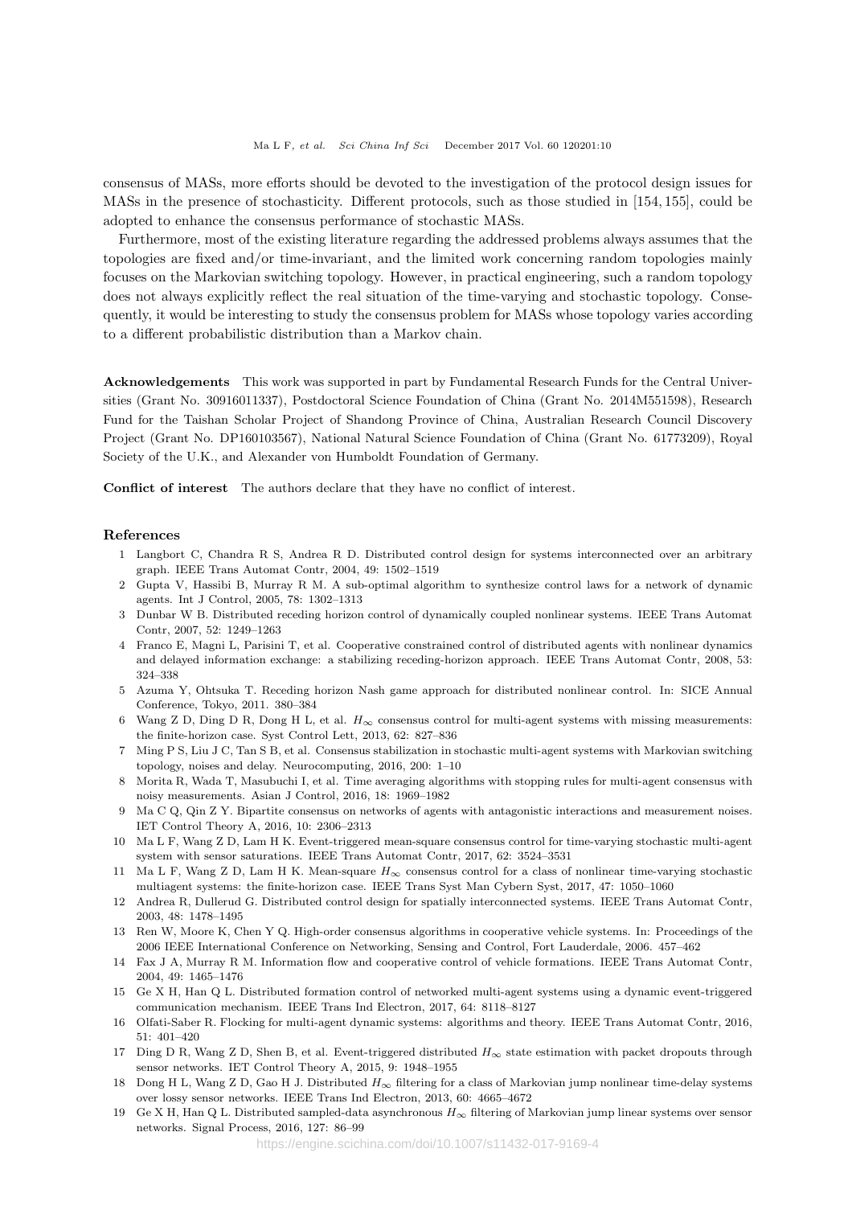consensus of MASs, more efforts should be devoted to the investigation of the protocol design issues for MASs in the presence of stochasticity. Different protocols, such as those studied in [154, 155], could be adopted to enhance the consensus performance of stochastic MASs.

Furthermore, most of the existing literature regarding the addressed problems always assumes that the topologies are fixed and/or time-invariant, and the limited work concerning random topologies mainly focuses on the Markovian switching topology. However, in practical engineering, such a random topology does not always explicitly reflect the real situation of the time-varying and stochastic topology. Consequently, it would be interesting to study the consensus problem for MASs whose topology varies according to a different probabilistic distribution than a Markov chain.

**Acknowledgements** This work was supported in part by Fundamental Research Funds for the Central Universities (Grant No. 30916011337), Postdoctoral Science Foundation of China (Grant No. 2014M551598), Research Fund for the Taishan Scholar Project of Shandong Province of China, Australian Research Council Discovery Project (Grant No. DP160103567), National Natural Science Foundation of China (Grant No. 61773209), Royal Society of the U.K., and Alexander von Humboldt Foundation of Germany.

**Conflict of interest** The authors declare that they have no conflict of interest.

## References

1 Langbort C, Chandra R S, Andrea R D. Distributed control design for systems interconnected over an arbitrary graph. IEEE Trans Automat Contr, 2004, 49: 1502–1519

2 Gupta V, Hassibi B, Murray R M. A sub-optimal algorithm to synthesize control laws for a network of dynamic agents. Int J Control, 2005, 78: 1302–1313

3 Dunbar W B. Distributed receding horizon control of dynamically coupled nonlinear systems. IEEE Trans Automat Contr, 2007, 52: 1249–1263

4 Franco E, Magni L, Parisini T, et al. Cooperative constrained control of distributed agents with nonlinear dynamics and delayed information exchange: a stabilizing receding-horizon approach. IEEE Trans Automat Contr, 2008, 53: 324–338

5 Azuma Y, Ohtsuka T. Receding horizon Nash game approach for distributed nonlinear control. In: SICE Annual Conference, Tokyo, 2011. 380–384

6 Wang Z D, Ding D R, Dong H L, et al. $H_\infty$ consensus control for multi-agent systems with missing measurements: the finite-horizon case. Syst Control Lett, 2013, 62: 827–836

7 Ming P S, Liu J C, Tan S B, et al. Consensus stabilization in stochastic multi-agent systems with Markovian switching topology, noises and delay. Neurocomputing, 2016, 200: 1–10

8 Morita R, Wada T, Masubuchi I, et al. Time averaging algorithms with stopping rules for multi-agent consensus with noisy measurements. Asian J Control, 2016, 18: 1969–1982

9 Ma C Q, Qin Z Y. Bipartite consensus on networks of agents with antagonistic interactions and measurement noises. IET Control Theory A, 2016, 10: 2306–2313

10 Ma L F, Wang Z D, Lam H K. Event-triggered mean-square consensus control for time-varying stochastic multi-agent system with sensor saturations. IEEE Trans Automat Contr, 2017, 62: 3524–3531

11 Ma L F, Wang Z D, Lam H K. Mean-square $H_\infty$ consensus control for a class of nonlinear time-varying stochastic multiagent systems: the finite-horizon case. IEEE Trans Syst Man Cybern Syst, 2017, 47: 1050–1060

12 Andrea R, Dullerud G. Distributed control design for spatially interconnected systems. IEEE Trans Automat Contr, 2003, 48: 1478–1495

13 Ren W, Moore K, Chen Y Q. High-order consensus algorithms in cooperative vehicle systems. In: Proceedings of the 2006 IEEE International Conference on Networking, Sensing and Control, Fort Lauderdale, 2006. 457–462

14 Fax J A, Murray R M. Information flow and cooperative control of vehicle formations. IEEE Trans Automat Contr, 2004, 49: 1465–1476

15 Ge X H, Han Q L. Distributed formation control of networked multi-agent systems using a dynamic event-triggered communication mechanism. IEEE Trans Ind Electron, 2017, 64: 8118–8127

16 Olfati-Saber R. Flocking for multi-agent dynamic systems: algorithms and theory. IEEE Trans Automat Contr, 2016, 51: 401–420

17 Ding D R, Wang Z D, Shen B, et al. Event-triggered distributed $H_\infty$ state estimation with packet dropouts through sensor networks. IET Control Theory A, 2015, 9: 1948–1955

18 Dong H L, Wang Z D, Gao H J. Distributed $H_\infty$ filtering for a class of Markovian jump nonlinear time-delay systems over lossy sensor networks. IEEE Trans Ind Electron, 2013, 60: 4665–4672

19 Ge X H, Han Q L. Distributed sampled-data asynchronous $H_\infty$ filtering of Markovian jump linear systems over sensor networks. Signal Process, 2016, 127: 86–99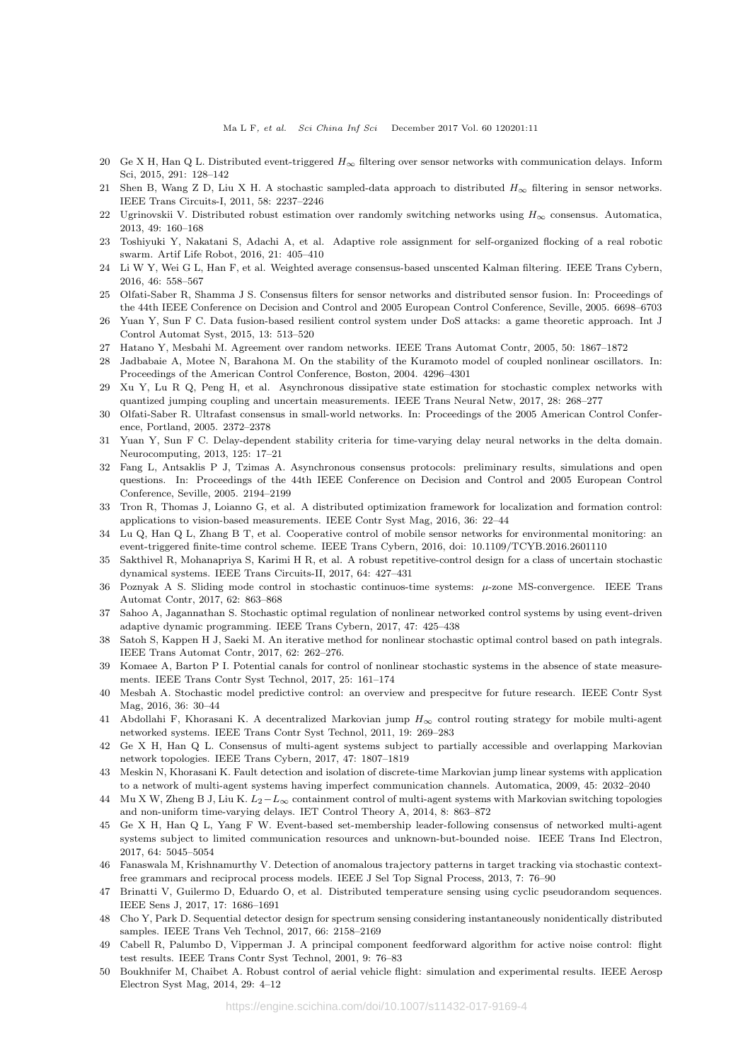20 Ge X H, Han Q L. Distributed event-triggered $H_\infty$ filtering over sensor networks with communication delays. Inform Sci, 2015, 291: 128–142

21 Shen B, Wang Z D, Liu X H. A stochastic sampled-data approach to distributed $H_\infty$ filtering in sensor networks. IEEE Trans Circuits-I, 2011, 58: 2237–2246

22 Ugrinovskii V. Distributed robust estimation over randomly switching networks using $H_\infty$ consensus. Automatica, 2013, 49: 160–168

23 Toshiyuki Y, Nakatani S, Adachi A, et al. Adaptive role assignment for self-organized flocking of a real robotic swarm. Artif Life Robot, 2016, 21: 405–410

24 Li W Y, Wei G L, Han F, et al. Weighted average consensus-based unscented Kalman filtering. IEEE Trans Cybern, 2016, 46: 558–567

25 Olfati-Saber R, Shamma J S. Consensus filters for sensor networks and distributed sensor fusion. In: Proceedings of the 44th IEEE Conference on Decision and Control and 2005 European Control Conference, Seville, 2005. 6698–6703

26 Yuan Y, Sun F C. Data fusion-based resilient control system under DoS attacks: a game theoretic approach. Int J Control Automat Syst, 2015, 13: 513–520

27 Hatano Y, Mesbahi M. Agreement over random networks. IEEE Trans Automat Contr, 2005, 50: 1867–1872

28 Jadbabaie A, Motee N, Barahona M. On the stability of the Kuramoto model of coupled nonlinear oscillators. In: Proceedings of the American Control Conference, Boston, 2004. 4296–4301

29 Xu Y, Lu R Q, Peng H, et al. Asynchronous dissipative state estimation for stochastic complex networks with quantized jumping coupling and uncertain measurements. IEEE Trans Neural Netw, 2017, 28: 268–277

30 Olfati-Saber R. Ultrafast consensus in small-world networks. In: Proceedings of the 2005 American Control Conference, Portland, 2005. 2372–2378

31 Yuan Y, Sun F C. Delay-dependent stability criteria for time-varying delay neural networks in the delta domain. Neurocomputing, 2013, 125: 17–21

32 Fang L, Antsaklis P J, Tzimas A. Asynchronous consensus protocols: preliminary results, simulations and open questions. In: Proceedings of the 44th IEEE Conference on Decision and Control and 2005 European Control Conference, Seville, 2005. 2194–2199

33 Tron R, Thomas J, Loianno G, et al. A distributed optimization framework for localization and formation control: applications to vision-based measurements. IEEE Contr Syst Mag, 2016, 36: 22–44

34 Lu Q, Han Q L, Zhang B T, et al. Cooperative control of mobile sensor networks for environmental monitoring: an event-triggered finite-time control scheme. IEEE Trans Cybern, 2016, doi: 10.1109/TCYB.2016.2601110

35 Sakthivel R, Mohanapriya S, Karimi H R, et al. A robust repetitive-control design for a class of uncertain stochastic dynamical systems. IEEE Trans Circuits-II, 2017, 64: 427–431

36 Poznyak A S. Sliding mode control in stochastic continuos-time systems: $\mu$-zone MS-convergence. IEEE Trans Automat Contr, 2017, 62: 863–868

37 Sahoo A, Jagannathan S. Stochastic optimal regulation of nonlinear networked control systems by using event-driven adaptive dynamic programming. IEEE Trans Cybern, 2017, 47: 425–438

38 Satoh S, Kappen H J, Saeki M. An iterative method for nonlinear stochastic optimal control based on path integrals. IEEE Trans Automat Contr, 2017, 62: 262–276.

39 Komaee A, Barton P I. Potential canals for control of nonlinear stochastic systems in the absence of state measurements. IEEE Trans Contr Syst Technol, 2017, 25: 161–174

40 Mesbah A. Stochastic model predictive control: an overview and prespecitve for future research. IEEE Contr Syst Mag, 2016, 36: 30–44

41 Abdollahi F, Khorasani K. A decentralized Markovian jump $H_\infty$ control routing strategy for mobile multi-agent networked systems. IEEE Trans Contr Syst Technol, 2011, 19: 269–283

42 Ge X H, Han Q L. Consensus of multi-agent systems subject to partially accessible and overlapping Markovian network topologies. IEEE Trans Cybern, 2017, 47: 1807–1819

43 Meskin N, Khorasani K. Fault detection and isolation of discrete-time Markovian jump linear systems with application to a network of multi-agent systems having imperfect communication channels. Automatica, 2009, 45: 2032–2040

44 Mu X W, Zheng B J, Liu K. $L_2-L_\infty$ containment control of multi-agent systems with Markovian switching topologies and non-uniform time-varying delays. IET Control Theory A, 2014, 8: 863–872

45 Ge X H, Han Q L, Yang F W. Event-based set-membership leader-following consensus of networked multi-agent systems subject to limited communication resources and unknown-but-bounded noise. IEEE Trans Ind Electron, 2017, 64: 5045–5054

46 Fanaswala M, Krishnamurthy V. Detection of anomalous trajectory patterns in target tracking via stochastic context-free grammars and reciprocal process models. IEEE J Sel Top Signal Process, 2013, 7: 76–90

47 Brinatti V, Guilermo D, Eduardo O, et al. Distributed temperature sensing using cyclic pseudorandom sequences. IEEE Sens J, 2017, 17: 1686–1691

48 Cho Y, Park D. Sequential detector design for spectrum sensing considering instantaneously nonidentically distributed samples. IEEE Trans Veh Technol, 2017, 66: 2158–2169

49 Cabell R, Palumbo D, Vipperman J. A principal component feedforward algorithm for active noise control: flight test results. IEEE Trans Contr Syst Technol, 2001, 9: 76–83

50 Boukhnifer M, Chaibet A. Robust control of aerial vehicle flight: simulation and experimental results. IEEE Aerosp Electron Syst Mag, 2014, 29: 4–12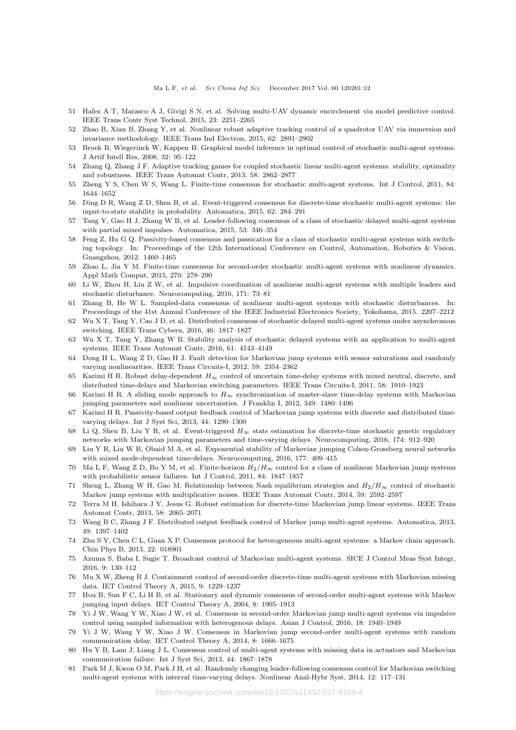51 Hafez A T, Marasco A J, Givigi S N, et al. Solving multi-UAV dynamic encirclement via model predictive control. IEEE Trans Contr Syst Technol, 2015, 23: 2251–2265

52 Zhao B, Xian B, Zhang Y, et al. Nonlinear robust adaptive tracking control of a quadrotor UAV via immersion and invariance methodology. IEEE Trans Ind Electron, 2015, 62: 2891–2902

53 Broek B, Wiegerinck W, Kappen B. Graphical model inference in optimal control of stochastic multi-agent systems. J Artif Intell Res, 2008, 32: 95–122

54 Zhang Q, Zhang J F. Adaptive tracking games for coupled stochastic linear multi-agent systems: stability, optimality and robustness. IEEE Trans Automat Contr, 2013, 58: 2862–2877

55 Zheng Y S, Chen W S, Wang L. Finite-time consensus for stochastic multi-agent systems. Int J Control, 2011, 84: 1644–1652

56 Ding D R, Wang Z D, Shen B, et al. Event-triggered consensus for discrete-time stochastic multi-agent systems: the input-to-state stability in probability. Automatica, 2015, 62: 284–291

57 Tang Y, Gao H J, Zhang W B, et al. Leader-following consensus of a class of stochastic delayed multi-agent systems with partial mixed impulses. Automatica, 2015, 53: 346–354

58 Feng Z, Hu G Q. Passivity-based consensus and passication for a class of stochastic multi-agent systems with switching topology. In: Proceedings of the 12th International Conference on Control, Automation, Robotics & Vision, Guangzhou, 2012. 1460–1465

59 Zhao L, Jia Y M. Finite-time consensus for second-order stochastic multi-agent systems with nonlinear dynamics. Appl Math Comput, 2015, 270: 278–290

60 Li W, Zhou H, Liu Z W, et al. Impulsive coordination of nonlinear multi-agent systems with multiple leaders and stochastic disturbance. Neurocomputing, 2016, 171: 73–81

61 Zhang B, He W L. Sampled-data consensus of nonlinear multi-agent systems with stochastic disturbances. In: Proceedings of the 41st Annual Conference of the IEEE Industrial Electronics Society, Yokohama, 2015. 2207–2212

62 Wu X T, Tang Y, Cao J D, et al. Distributed consensus of stochastic delayed multi-agent systems under asynchronous switching. IEEE Trans Cybern, 2016, 46: 1817–1827

63 Wu X T, Tang Y, Zhang W B. Stability analysis of stochastic delayed systems with an application to multi-agent systems. IEEE Trans Automat Contr, 2016, 61: 4143–4149

64 Dong H L, Wang Z D, Gao H J. Fault detection for Markovian jump systems with sensor saturations and randomly varying nonlinearities. IEEE Trans Circuits-I, 2012, 59: 2354–2362

65 Karimi H R. Robust delay-dependent $H_\infty$ control of uncertain time-delay systems with mixed neutral, discrete, and distributed time-delays and Markovian switching parameters. IEEE Trans Circuits-I, 2011, 58: 1910–1923

66 Karimi H R. A sliding mode approach to $H_\infty$ synchronization of master-slave time-delay systems with Markovian jumping parameters and nonlinear uncertainties. J Franklin I, 2012, 349: 1480–1496

67 Karimi H R. Passivity-based output feedback control of Markovian jump systems with discrete and distributed time-varying delays. Int J Syst Sci, 2013, 44: 1290–1300

68 Li Q, Shen B, Liu Y R, et al. Event-triggered $H_\infty$ state estimation for discrete-time stochastic genetic regulatory networks with Markovian jumping parameters and time-varying delays. Neurocomputing, 2016, 174: 912–920

69 Liu Y R, Liu W B, Obaid M A, et al. Exponential stability of Markovian jumping Cohen-Grossberg neural networks with mixed mode-dependent time-delays. Neurocomputing, 2016, 177: 409–415

70 Ma L F, Wang Z D, Bo Y M, et al. Finite-horizon $H_2/H_\infty$ control for a class of nonlinear Markovian jump systems with probabilistic sensor failures. Int J Control, 2011, 84: 1847–1857

71 Sheng L, Zhang W H, Gao M. Relationship between Nash equilibrium strategies and $H_2/H_\infty$ control of stochastic Markov jump systems with multiplicative noises. IEEE Trans Automat Contr, 2014, 59: 2592–2597

72 Terra M H, Ishihara J Y, Jesus G. Robust estimation for discrete-time Markovian jump linear systems. IEEE Trans Automat Contr, 2013, 58: 2065–2071

73 Wang B C, Zhang J F. Distributed output feedback control of Markov jump multi-agent systems. Automatica, 2013, 49: 1397–1402

74 Zhu S Y, Chen C L, Guan X P. Consensus protocol for heterogeneous multi-agent systems: a Markov chain approach. Chin Phys B, 2013, 22: 018901

75 Azuma S, Baba I, Sugie T. Broadcast control of Markovian multi-agent systems. SICE J Control Meas Syst Integr, 2016, 9: 130–112

76 Mu X W, Zheng B J. Containment control of second-order discrete-time multi-agent systems with Markovian missing data. IET Control Theory A, 2015, 9: 1229–1237

77 Hou B, Sun F C, Li H B, et al. Stationary and dynamic consensus of second-order multi-agent systems with Markov jumping input delays. IET Control Theory A, 2004, 8: 1905–1913

78 Yi J W, Wang Y W, Xiao J W, et al. Consensus in second-order Markovian jump multi-agent systems via impulsive control using sampled information with heterogenous delays. Asian J Control, 2016, 18: 1940–1949

79 Yi J W, Wang Y W, Xiao J W. Consensus in Markovian jump second-order multi-agent systems with random communication delay. IET Control Theory A, 2014, 8: 1666–1675

80 Hu Y B, Lam J, Liang J L. Consensus control of multi-agent systems with missing data in actuators and Markovian communication failure. Int J Syst Sci, 2013, 44: 1867–1878

81 Park M J, Kwon O M, Park J H, et al. Randomly changing leader-following consensus control for Markovian switching multi-agent systems with interval time-varying delays. Nonlinear Anal-Hybr Syst, 2014, 12: 117–131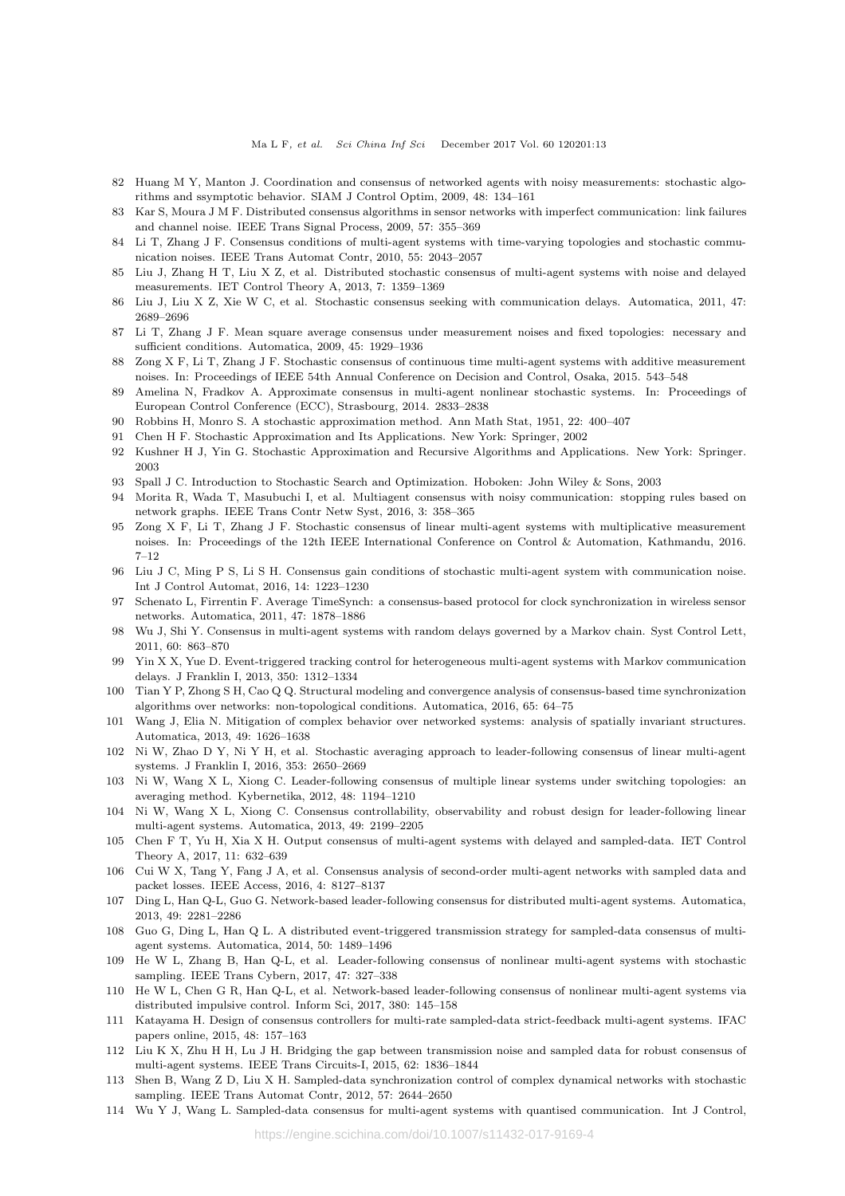82 Huang M Y, Manton J. Coordination and consensus of networked agents with noisy measurements: stochastic algorithms and ssymptotic behavior. SIAM J Control Optim, 2009, 48: 134–161

83 Kar S, Moura J M F. Distributed consensus algorithms in sensor networks with imperfect communication: link failures and channel noise. IEEE Trans Signal Process, 2009, 57: 355–369

84 Li T, Zhang J F. Consensus conditions of multi-agent systems with time-varying topologies and stochastic communication noises. IEEE Trans Automat Contr, 2010, 55: 2043–2057

85 Liu J, Zhang H T, Liu X Z, et al. Distributed stochastic consensus of multi-agent systems with noise and delayed measurements. IET Control Theory A, 2013, 7: 1359–1369

86 Liu J, Liu X Z, Xie W C, et al. Stochastic consensus seeking with communication delays. Automatica, 2011, 47: 2689–2696

87 Li T, Zhang J F. Mean square average consensus under measurement noises and fixed topologies: necessary and sufficient conditions. Automatica, 2009, 45: 1929–1936

88 Zong X F, Li T, Zhang J F. Stochastic consensus of continuous time multi-agent systems with additive measurement noises. In: Proceedings of IEEE 54th Annual Conference on Decision and Control, Osaka, 2015. 543–548

89 Amelina N, Fradkov A. Approximate consensus in multi-agent nonlinear stochastic systems. In: Proceedings of European Control Conference (ECC), Strasbourg, 2014. 2833–2838

90 Robbins H, Monro S. A stochastic approximation method. Ann Math Stat, 1951, 22: 400–407

91 Chen H F. Stochastic Approximation and Its Applications. New York: Springer, 2002

92 Kushner H J, Yin G. Stochastic Approximation and Recursive Algorithms and Applications. New York: Springer. 2003

93 Spall J C. Introduction to Stochastic Search and Optimization. Hoboken: John Wiley & Sons, 2003

94 Morita R, Wada T, Masubuchi I, et al. Multiagent consensus with noisy communication: stopping rules based on network graphs. IEEE Trans Contr Netw Syst, 2016, 3: 358–365

95 Zong X F, Li T, Zhang J F. Stochastic consensus of linear multi-agent systems with multiplicative measurement noises. In: Proceedings of the 12th IEEE International Conference on Control & Automation, Kathmandu, 2016. 7–12

96 Liu J C, Ming P S, Li S H. Consensus gain conditions of stochastic multi-agent system with communication noise. Int J Control Automat, 2016, 14: 1223–1230

97 Schenato L, Firrentin F. Average TimeSynch: a consensus-based protocol for clock synchronization in wireless sensor networks. Automatica, 2011, 47: 1878–1886

98 Wu J, Shi Y. Consensus in multi-agent systems with random delays governed by a Markov chain. Syst Control Lett, 2011, 60: 863–870

99 Yin X X, Yue D. Event-triggered tracking control for heterogeneous multi-agent systems with Markov communication delays. J Franklin I, 2013, 350: 1312–1334

100 Tian Y P, Zhong S H, Cao Q Q. Structural modeling and convergence analysis of consensus-based time synchronization algorithms over networks: non-topological conditions. Automatica, 2016, 65: 64–75

101 Wang J, Elia N. Mitigation of complex behavior over networked systems: analysis of spatially invariant structures. Automatica, 2013, 49: 1626–1638

102 Ni W, Zhao D Y, Ni Y H, et al. Stochastic averaging approach to leader-following consensus of linear multi-agent systems. J Franklin I, 2016, 353: 2650–2669

103 Ni W, Wang X L, Xiong C. Leader-following consensus of multiple linear systems under switching topologies: an averaging method. Kybernetika, 2012, 48: 1194–1210

104 Ni W, Wang X L, Xiong C. Consensus controllability, observability and robust design for leader-following linear multi-agent systems. Automatica, 2013, 49: 2199–2205

105 Chen F T, Yu H, Xia X H. Output consensus of multi-agent systems with delayed and sampled-data. IET Control Theory A, 2017, 11: 632–639

106 Cui W X, Tang Y, Fang J A, et al. Consensus analysis of second-order multi-agent networks with sampled data and packet losses. IEEE Access, 2016, 4: 8127–8137

107 Ding L, Han Q-L, Guo G. Network-based leader-following consensus for distributed multi-agent systems. Automatica, 2013, 49: 2281–2286

108 Guo G, Ding L, Han Q L. A distributed event-triggered transmission strategy for sampled-data consensus of multi-agent systems. Automatica, 2014, 50: 1489–1496

109 He W L, Zhang B, Han Q-L, et al. Leader-following consensus of nonlinear multi-agent systems with stochastic sampling. IEEE Trans Cybern, 2017, 47: 327–338

110 He W L, Chen G R, Han Q-L, et al. Network-based leader-following consensus of nonlinear multi-agent systems via distributed impulsive control. Inform Sci, 2017, 380: 145–158

111 Katayama H. Design of consensus controllers for multi-rate sampled-data strict-feedback multi-agent systems. IFAC papers online, 2015, 48: 157–163

112 Liu K X, Zhu H H, Lu J H. Bridging the gap between transmission noise and sampled data for robust consensus of multi-agent systems. IEEE Trans Circuits-I, 2015, 62: 1836–1844

113 Shen B, Wang Z D, Liu X H. Sampled-data synchronization control of complex dynamical networks with stochastic sampling. IEEE Trans Automat Contr, 2012, 57: 2644–2650

114 Wu Y J, Wang L. Sampled-data consensus for multi-agent systems with quantised communication. Int J Control,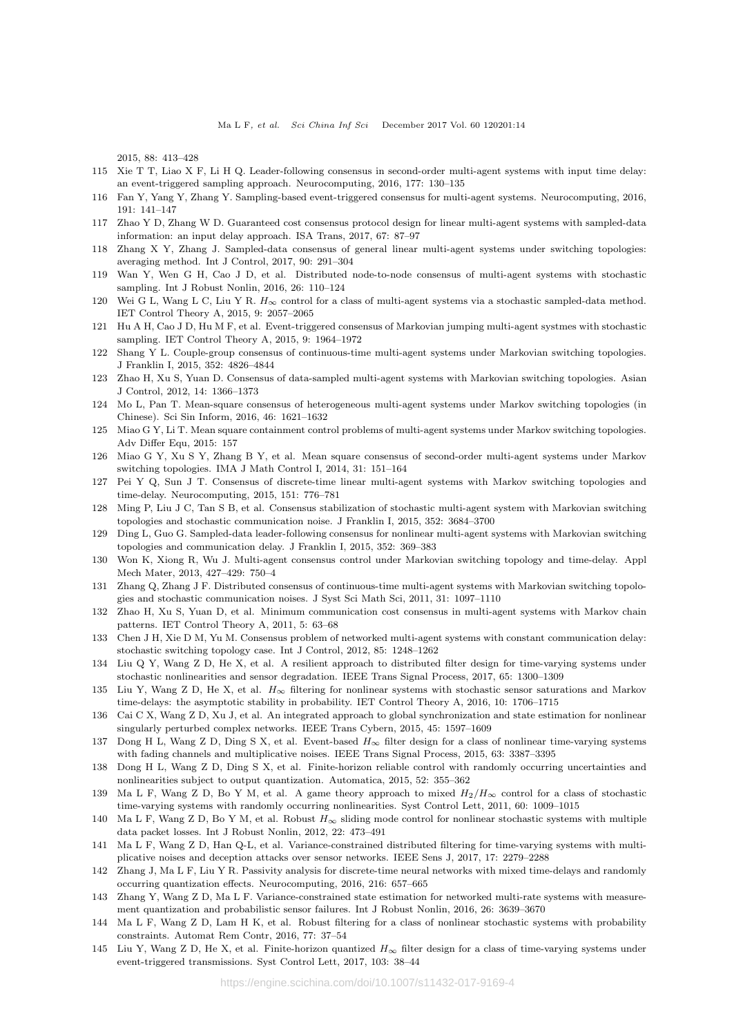2015, 88: 413–428

115 Xie T T, Liao X F, Li H Q. Leader-following consensus in second-order multi-agent systems with input time delay: an event-triggered sampling approach. Neurocomputing, 2016, 177: 130–135

116 Fan Y, Yang Y, Zhang Y. Sampling-based event-triggered consensus for multi-agent systems. Neurocomputing, 2016, 191: 141–147

117 Zhao Y D, Zhang W D. Guaranteed cost consensus protocol design for linear multi-agent systems with sampled-data information: an input delay approach. ISA Trans, 2017, 67: 87–97

118 Zhang X Y, Zhang J. Sampled-data consensus of general linear multi-agent systems under switching topologies: averaging method. Int J Control, 2017, 90: 291–304

119 Wan Y, Wen G H, Cao J D, et al. Distributed node-to-node consensus of multi-agent systems with stochastic sampling. Int J Robust Nonlin, 2016, 26: 110–124

120 Wei G L, Wang L C, Liu Y R. $H_\infty$ control for a class of multi-agent systems via a stochastic sampled-data method. IET Control Theory A, 2015, 9: 2057–2065

121 Hu A H, Cao J D, Hu M F, et al. Event-triggered consensus of Markovian jumping multi-agent systmes with stochastic sampling. IET Control Theory A, 2015, 9: 1964–1972

122 Shang Y L. Couple-group consensus of continuous-time multi-agent systems under Markovian switching topologies. J Franklin I, 2015, 352: 4826–4844

123 Zhao H, Xu S, Yuan D. Consensus of data-sampled multi-agent systems with Markovian switching topologies. Asian J Control, 2012, 14: 1366–1373

124 Mo L, Pan T. Mean-square consensus of heterogeneous multi-agent systems under Markov switching topologies (in Chinese). Sci Sin Inform, 2016, 46: 1621–1632

125 Miao G Y, Li T. Mean square containment control problems of multi-agent systems under Markov switching topologies. Adv Differ Equ, 2015: 157

126 Miao G Y, Xu S Y, Zhang B Y, et al. Mean square consensus of second-order multi-agent systems under Markov switching topologies. IMA J Math Control I, 2014, 31: 151–164

127 Pei Y Q, Sun J T. Consensus of discrete-time linear multi-agent systems with Markov switching topologies and time-delay. Neurocomputing, 2015, 151: 776–781

128 Ming P, Liu J C, Tan S B, et al. Consensus stabilization of stochastic multi-agent system with Markovian switching topologies and stochastic communication noise. J Franklin I, 2015, 352: 3684–3700

129 Ding L, Guo G. Sampled-data leader-following consensus for nonlinear multi-agent systems with Markovian switching topologies and communication delay. J Franklin I, 2015, 352: 369–383

130 Won K, Xiong R, Wu J. Multi-agent consensus control under Markovian switching topology and time-delay. Appl Mech Mater, 2013, 427–429: 750–4

131 Zhang Q, Zhang J F. Distributed consensus of continuous-time multi-agent systems with Markovian switching topologies and stochastic communication noises. J Syst Sci Math Sci, 2011, 31: 1097–1110

132 Zhao H, Xu S, Yuan D, et al. Minimum communication cost consensus in multi-agent systems with Markov chain patterns. IET Control Theory A, 2011, 5: 63–68

133 Chen J H, Xie D M, Yu M. Consensus problem of networked multi-agent systems with constant communication delay: stochastic switching topology case. Int J Control, 2012, 85: 1248–1262

134 Liu Q Y, Wang Z D, He X, et al. A resilient approach to distributed filter design for time-varying systems under stochastic nonlinearities and sensor degradation. IEEE Trans Signal Process, 2017, 65: 1300–1309

135 Liu Y, Wang Z D, He X, et al. $H_\infty$ filtering for nonlinear systems with stochastic sensor saturations and Markov time-delays: the asymptotic stability in probability. IET Control Theory A, 2016, 10: 1706–1715

136 Cai C X, Wang Z D, Xu J, et al. An integrated approach to global synchronization and state estimation for nonlinear singularly perturbed complex networks. IEEE Trans Cybern, 2015, 45: 1597–1609

137 Dong H L, Wang Z D, Ding S X, et al. Event-based $H_\infty$ filter design for a class of nonlinear time-varying systems with fading channels and multiplicative noises. IEEE Trans Signal Process, 2015, 63: 3387–3395

138 Dong H L, Wang Z D, Ding S X, et al. Finite-horizon reliable control with randomly occurring uncertainties and nonlinearities subject to output quantization. Automatica, 2015, 52: 355–362

139 Ma L F, Wang Z D, Bo Y M, et al. A game theory approach to mixed $H_2/H_\infty$ control for a class of stochastic time-varying systems with randomly occurring nonlinearities. Syst Control Lett, 2011, 60: 1009–1015

140 Ma L F, Wang Z D, Bo Y M, et al. Robust $H_\infty$ sliding mode control for nonlinear stochastic systems with multiple data packet losses. Int J Robust Nonlin, 2012, 22: 473–491

141 Ma L F, Wang Z D, Han Q-L, et al. Variance-constrained distributed filtering for time-varying systems with multiplicative noises and deception attacks over sensor networks. IEEE Sens J, 2017, 17: 2279–2288

142 Zhang J, Ma L F, Liu Y R. Passivity analysis for discrete-time neural networks with mixed time-delays and randomly occurring quantization effects. Neurocomputing, 2016, 216: 657–665

143 Zhang Y, Wang Z D, Ma L F. Variance-constrained state estimation for networked multi-rate systems with measurement quantization and probabilistic sensor failures. Int J Robust Nonlin, 2016, 26: 3639–3670

144 Ma L F, Wang Z D, Lam H K, et al. Robust filtering for a class of nonlinear stochastic systems with probability constraints. Automat Rem Contr, 2016, 77: 37–54

145 Liu Y, Wang Z D, He X, et al. Finite-horizon quantized $H_\infty$ filter design for a class of time-varying systems under event-triggered transmissions. Syst Control Lett, 2017, 103: 38–44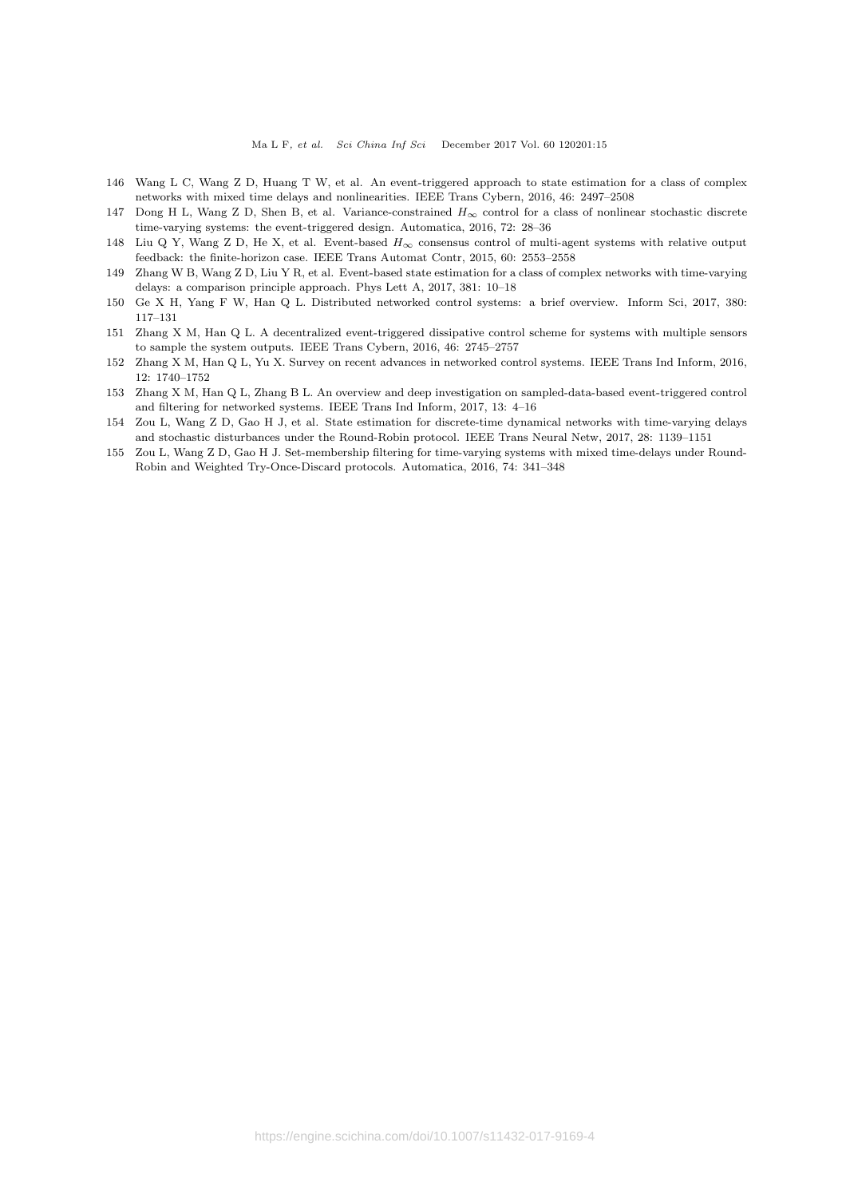146 Wang L C, Wang Z D, Huang T W, et al. An event-triggered approach to state estimation for a class of complex networks with mixed time delays and nonlinearities. IEEE Trans Cybern, 2016, 46: 2497–2508

147 Dong H L, Wang Z D, Shen B, et al. Variance-constrained $H_\infty$ control for a class of nonlinear stochastic discrete time-varying systems: the event-triggered design. Automatica, 2016, 72: 28–36

148 Liu Q Y, Wang Z D, He X, et al. Event-based $H_\infty$ consensus control of multi-agent systems with relative output feedback: the finite-horizon case. IEEE Trans Automat Contr, 2015, 60: 2553–2558

149 Zhang W B, Wang Z D, Liu Y R, et al. Event-based state estimation for a class of complex networks with time-varying delays: a comparison principle approach. Phys Lett A, 2017, 381: 10–18

150 Ge X H, Yang F W, Han Q L. Distributed networked control systems: a brief overview. Inform Sci, 2017, 380: 117–131

151 Zhang X M, Han Q L. A decentralized event-triggered dissipative control scheme for systems with multiple sensors to sample the system outputs. IEEE Trans Cybern, 2016, 46: 2745–2757

152 Zhang X M, Han Q L, Yu X. Survey on recent advances in networked control systems. IEEE Trans Ind Inform, 2016, 12: 1740–1752

153 Zhang X M, Han Q L, Zhang B L. An overview and deep investigation on sampled-data-based event-triggered control and filtering for networked systems. IEEE Trans Ind Inform, 2017, 13: 4–16

154 Zou L, Wang Z D, Gao H J, et al. State estimation for discrete-time dynamical networks with time-varying delays and stochastic disturbances under the Round-Robin protocol. IEEE Trans Neural Netw, 2017, 28: 1139–1151

155 Zou L, Wang Z D, Gao H J. Set-membership filtering for time-varying systems with mixed time-delays under Round-Robin and Weighted Try-Once-Discard protocols. Automatica, 2016, 74: 341–348